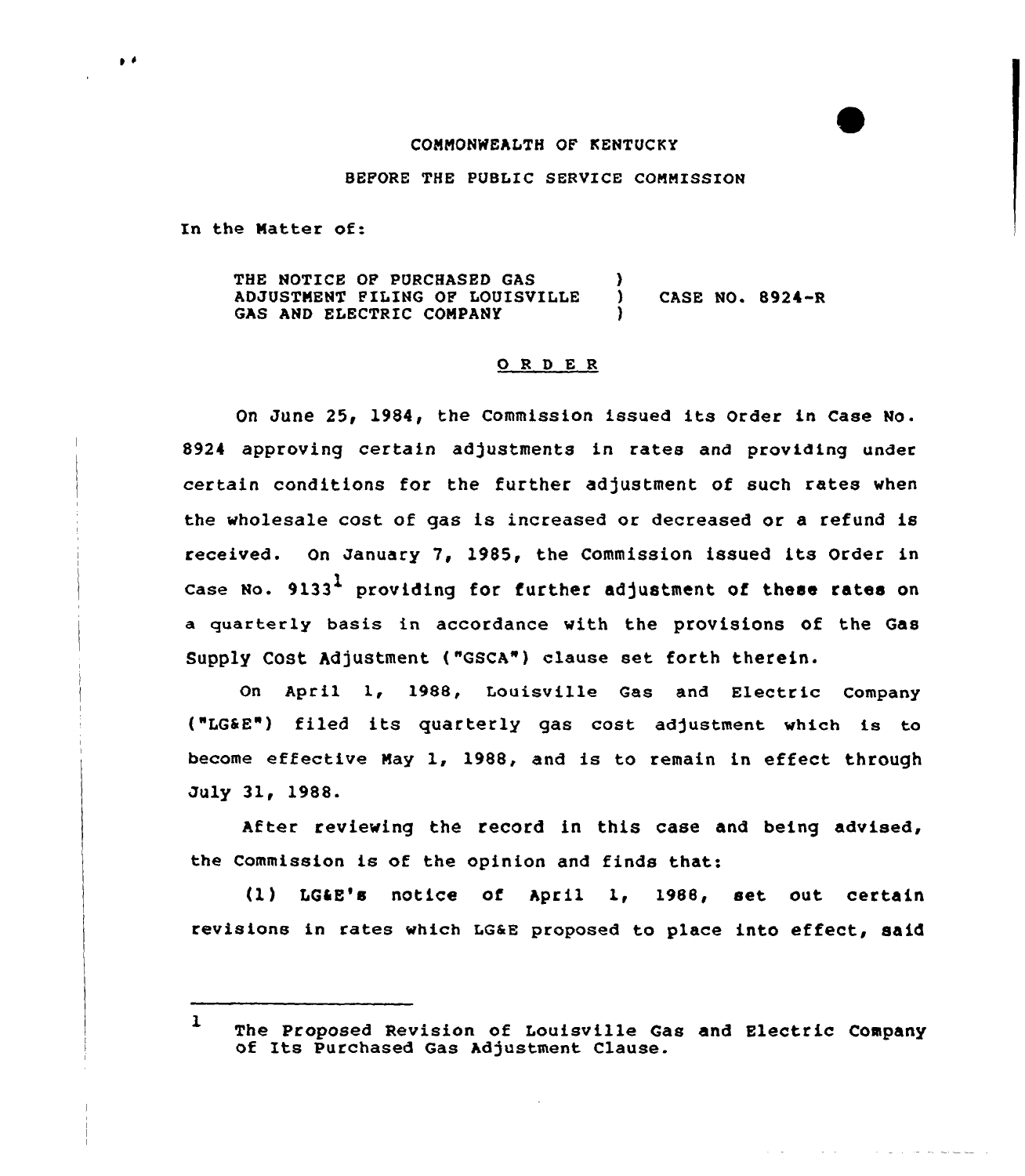COMMONWEALTH OF KENTUCKY

BEFORE THE PUBLIC SERVICE COMMISSION

In the Matter of:

| | | |
|---|---|---|
| THE NOTICE OF PURCHASED GAS ADJUSTMENT FILING OF LOUISVILLE GAS AND ELECTRIC COMPANY | ) ) ) | CASE NO. 8924-R |

## O R D E R

On June 25, 1984, the Commission issued its Order in Case No. 8924 approving certain adjustments in rates and providing under certain conditions for the further adjustment of such rates when the wholesale cost of gas is increased or decreased or a refund is received. On January 7, 1985, the Commission issued its Order in Case No. 9133[1] providing for further adjustment of these rates on a quarterly basis in accordance with the provisions of the Gas Supply Cost Adjustment ("GSCA") clause set forth therein.

On April 1, 1988, Louisville Gas and Electric Company ("LG&E") filed its quarterly gas cost adjustment which is to become effective May 1, 1988, and is to remain in effect through July 31, 1988.

After reviewing the record in this case and being advised, the Commission is of the opinion and finds that:

(1) LG&E's notice of April 1, 1988, set out certain revisions in rates which LG&E proposed to place into effect, said

---

[1] The Proposed Revision of Louisville Gas and Electric Company of Its Purchased Gas Adjustment Clause.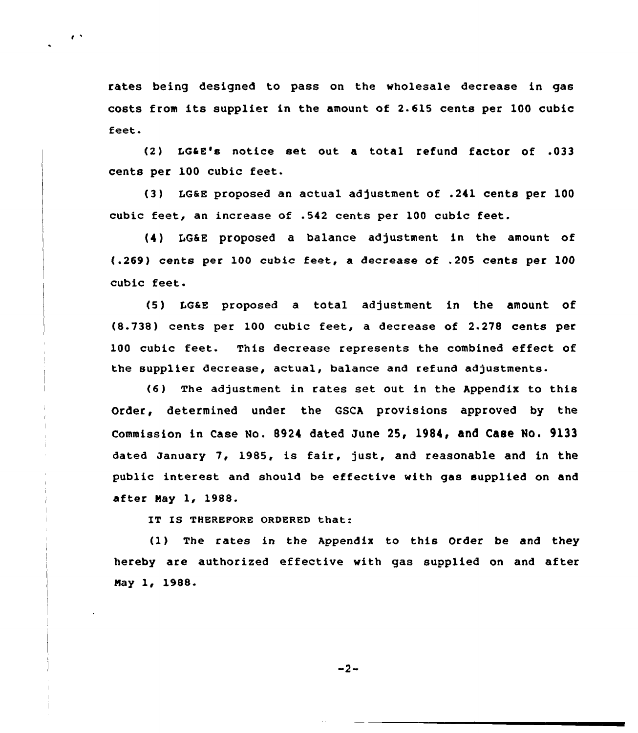rates being designed to pass on the wholesale decrease in gas costs from its supplier in the amount of 2.615 cents per 100 cubic feet.

(2) LG&E's notice set out a total refund factor of .033 cents per 100 cubic feet.

(3) LG&E proposed an actual adjustment of .241 cents per 100 cubic feet, an increase of .542 cents per 100 cubic feet.

(4) LG&E proposed a balance adjustment in the amount of (.269) cents per 100 cubic feet, a decrease of .205 cents per 100 cubic feet.

(5) LG&E proposed a total adjustment in the amount of (8.738) cents per 100 cubic feet, a decrease of 2.278 cents per 100 cubic feet. This decrease represents the combined effect of the supplier decrease, actual, balance and refund adjustments.

(6) The adjustment in rates set out in the Appendix to this Order, determined under the GSCA provisions approved by the Commission in Case No. 8924 dated June 25, 1984, and Case No. 9133 dated January 7, 1985, is fair, just, and reasonable and in the public interest and should be effective with gas supplied on and after May 1, 1988.

IT IS THEREFORE ORDERED that:

(1) The rates in the Appendix to this Order be and they hereby are authorized effective with gas supplied on and after May 1, 1988.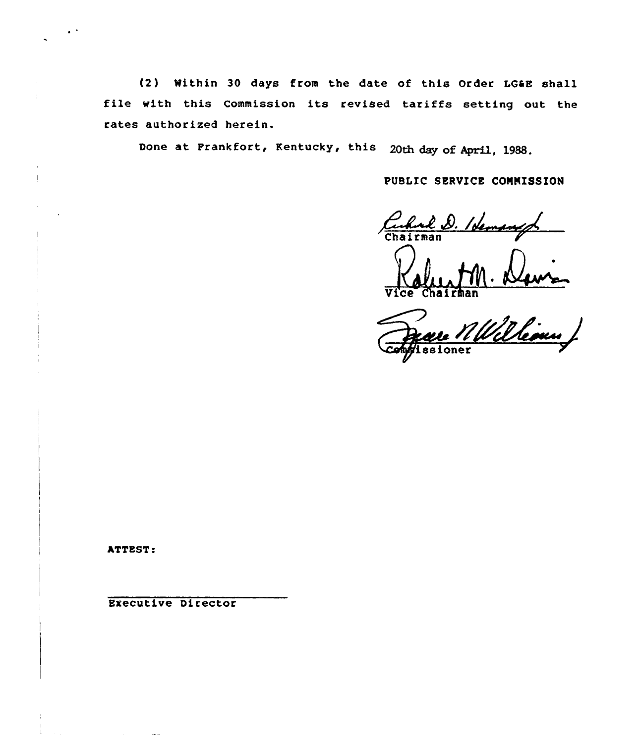(2) Within 30 days from the date of this Order LG&E shall file with this Commission its revised tariffs setting out the rates authorized herein.

Done at Frankfort, Kentucky, this 20th day of April, 1988.

PUBLIC SERVICE COMMISSION

Chairman

Vice Chairman

Commissioner

ATTEST:

Executive Director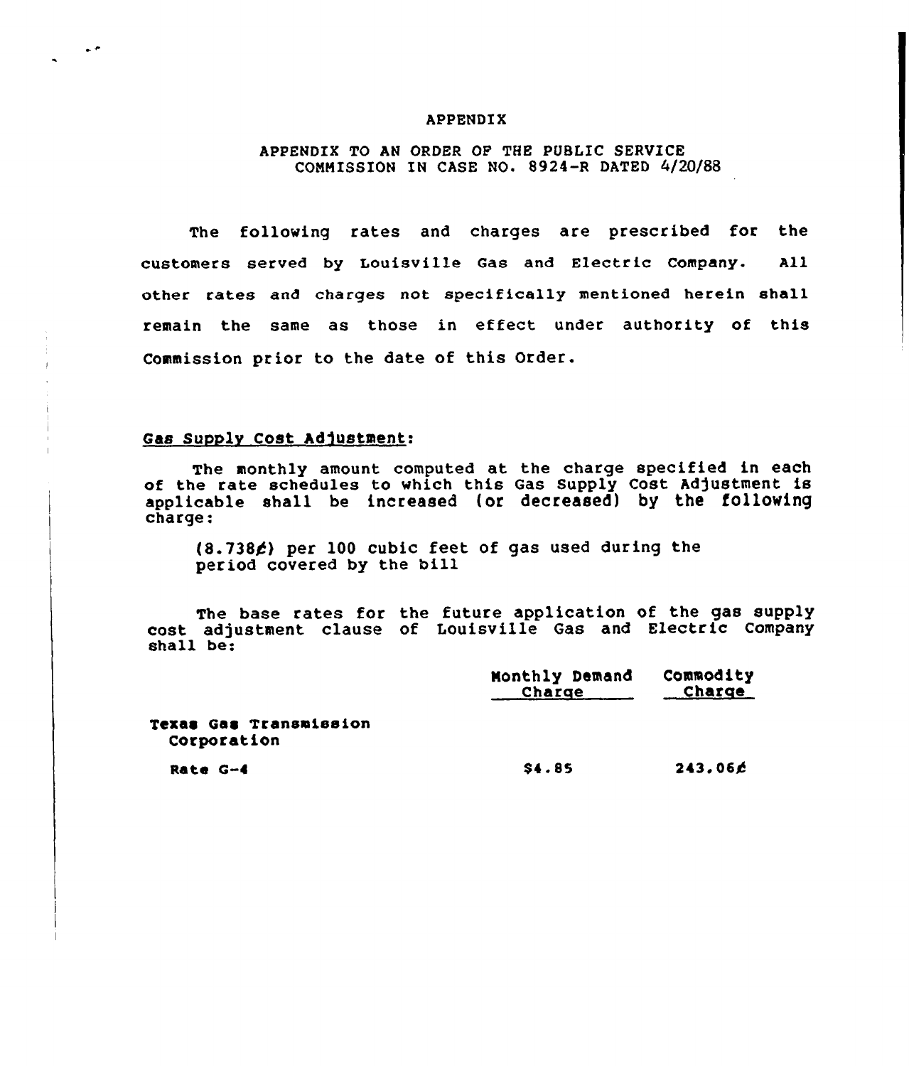# APPENDIX

APPENDIX TO AN ORDER OF THE PUBLIC SERVICE COMMISSION IN CASE NO. 8924-R DATED 4/20/88

The following rates and charges are prescribed for the customers served by Louisville Gas and Electric Company. All other rates and charges not specifically mentioned herein shall remain the same as those in effect under authority of this Commission prior to the date of this Order.

## Gas Supply Cost Adjustment:

The monthly amount computed at the charge specified in each of the rate schedules to which this Gas Supply Cost Adjustment is applicable shall be increased (or decreased) by the following charge:

(8.738¢) per 100 cubic feet of gas used during the period covered by the bill

The base rates for the future application of the gas supply cost adjustment clause of Louisville Gas and Electric Company shall be:

| | Monthly Demand Charge | Commodity Charge |
|---|---|---|
| Texas Gas Transmission Corporation | | |
| Rate G-4 | $4.85 | 243.06¢ |